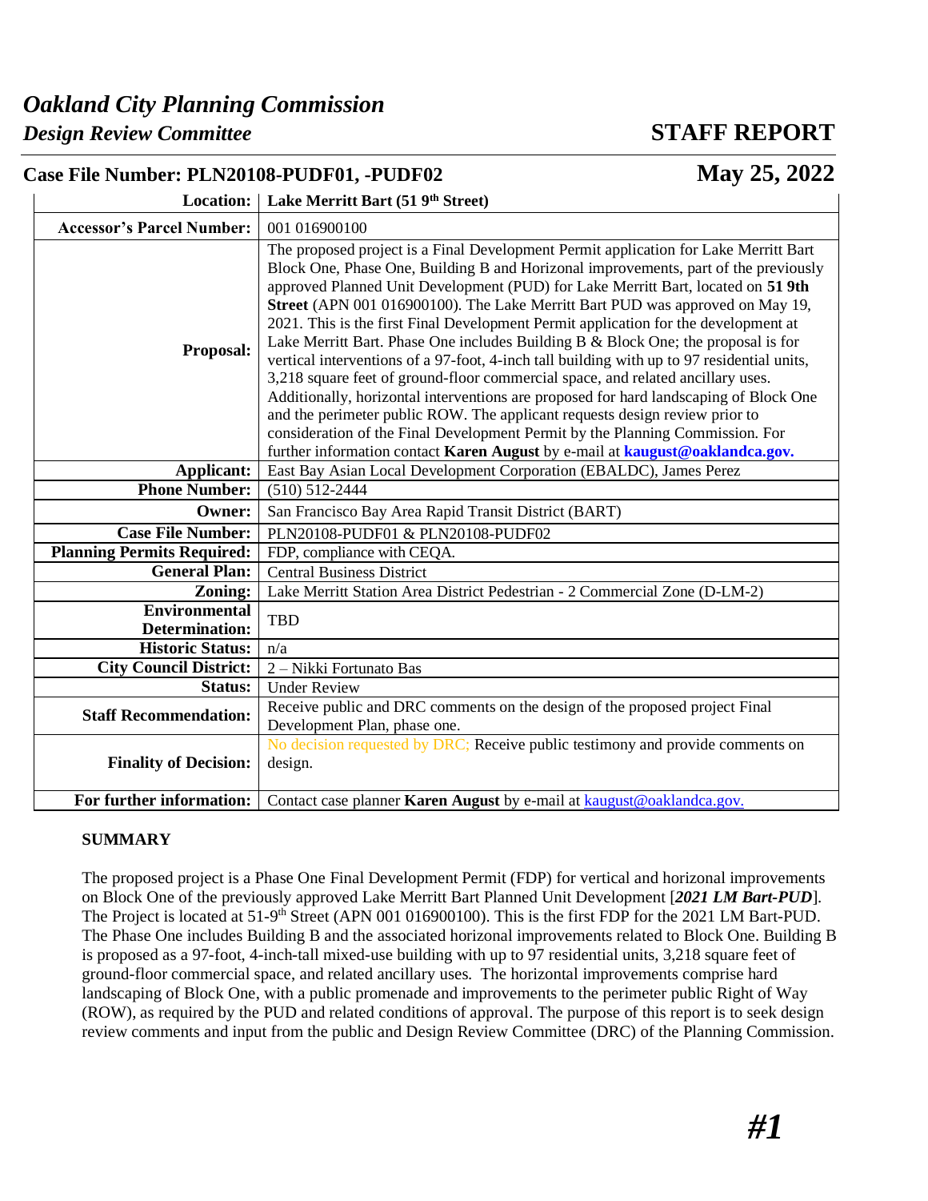# *Oakland City Planning Commission*

## *Design Review Committee*

## STAFF REPORT

**Case File Number: PLN20108-PUDF01, -PUDF02** **May 25, 2022**

| | |
|---|---|
| **Location:** | **Lake Merritt Bart (51 9th Street)** |
| **Accessor's Parcel Number:** | 001 016900100 |
| **Proposal:** | The proposed project is a Final Development Permit application for Lake Merritt Bart Block One, Phase One, Building B and Horizonal improvements, part of the previously approved Planned Unit Development (PUD) for Lake Merritt Bart, located on **51 9th Street** (APN 001 016900100). The Lake Merritt Bart PUD was approved on May 19, 2021. This is the first Final Development Permit application for the development at Lake Merritt Bart. Phase One includes Building B & Block One; the proposal is for vertical interventions of a 97-foot, 4-inch tall building with up to 97 residential units, 3,218 square feet of ground-floor commercial space, and related ancillary uses. Additionally, horizontal interventions are proposed for hard landscaping of Block One and the perimeter public ROW. The applicant requests design review prior to consideration of the Final Development Permit by the Planning Commission. For further information contact **Karen August** by e-mail at **kaugust@oaklandca.gov.** |
| **Applicant:** | East Bay Asian Local Development Corporation (EBALDC), James Perez |
| **Phone Number:** | (510) 512-2444 |
| **Owner:** | San Francisco Bay Area Rapid Transit District (BART) |
| **Case File Number:** | PLN20108-PUDF01 & PLN20108-PUDF02 |
| **Planning Permits Required:** | FDP, compliance with CEQA. |
| **General Plan:** | Central Business District |
| **Zoning:** | Lake Merritt Station Area District Pedestrian - 2 Commercial Zone (D-LM-2) |
| **Environmental Determination:** | TBD |
| **Historic Status:** | n/a |
| **City Council District:** | 2 – Nikki Fortunato Bas |
| **Status:** | Under Review |
| **Staff Recommendation:** | Receive public and DRC comments on the design of the proposed project Final Development Plan, phase one. |
| **Finality of Decision:** | No decision requested by DRC; Receive public testimony and provide comments on design. |
| **For further information:** | Contact case planner **Karen August** by e-mail at kaugust@oaklandca.gov. |

### SUMMARY

The proposed project is a Phase One Final Development Permit (FDP) for vertical and horizonal improvements on Block One of the previously approved Lake Merritt Bart Planned Unit Development [***2021 LM Bart-PUD***]. The Project is located at 51-9th Street (APN 001 016900100). This is the first FDP for the 2021 LM Bart-PUD. The Phase One includes Building B and the associated horizonal improvements related to Block One. Building B is proposed as a 97-foot, 4-inch-tall mixed-use building with up to 97 residential units, 3,218 square feet of ground-floor commercial space, and related ancillary uses. The horizontal improvements comprise hard landscaping of Block One, with a public promenade and improvements to the perimeter public Right of Way (ROW), as required by the PUD and related conditions of approval. The purpose of this report is to seek design review comments and input from the public and Design Review Committee (DRC) of the Planning Commission.

***#1***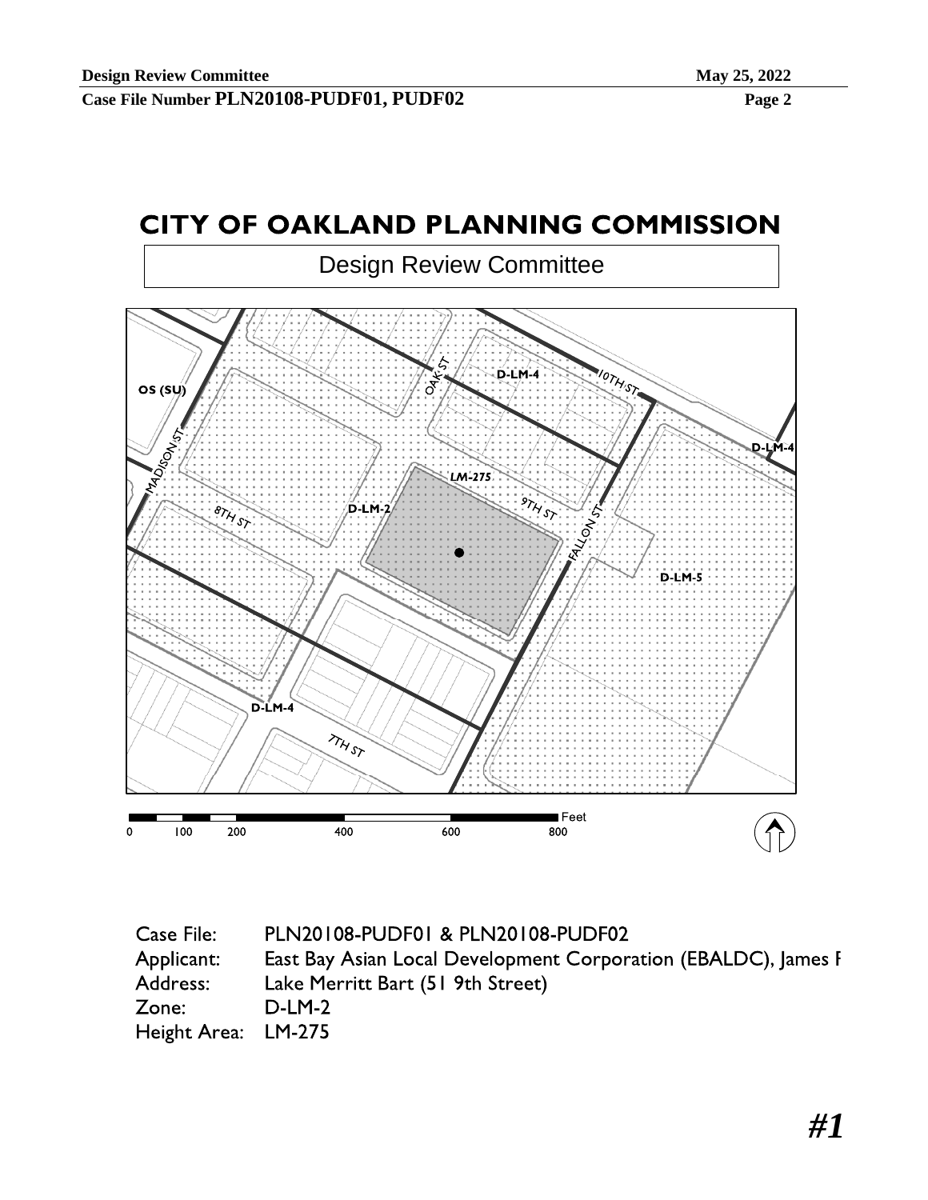# CITY OF OAKLAND PLANNING COMMISSION

Design Review Committee

D-LM-4

10TH ST

OAK ST

OS (SU)

D-LM-4

MADISON ST

LM-275

8TH ST

D-LM-2

9TH ST

FALLON ST

D-LM-5

D-LM-4

7TH ST

0 100 200 400 600 800 Feet

Case File: PLN20108-PUDF01 & PLN20108-PUDF02
Applicant: East Bay Asian Local Development Corporation (EBALDC), James F
Address: Lake Merritt Bart (51 9th Street)
Zone: D-LM-2
Height Area: LM-275

*#1*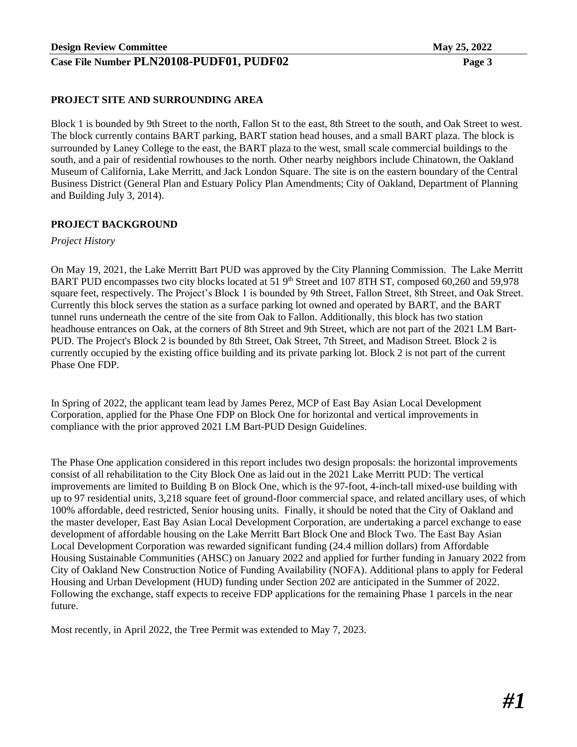## PROJECT SITE AND SURROUNDING AREA

Block 1 is bounded by 9th Street to the north, Fallon St to the east, 8th Street to the south, and Oak Street to west. The block currently contains BART parking, BART station head houses, and a small BART plaza. The block is surrounded by Laney College to the east, the BART plaza to the west, small scale commercial buildings to the south, and a pair of residential rowhouses to the north. Other nearby neighbors include Chinatown, the Oakland Museum of California, Lake Merritt, and Jack London Square. The site is on the eastern boundary of the Central Business District (General Plan and Estuary Policy Plan Amendments; City of Oakland, Department of Planning and Building July 3, 2014).

## PROJECT BACKGROUND

*Project History*

On May 19, 2021, the Lake Merritt Bart PUD was approved by the City Planning Commission. The Lake Merritt BART PUD encompasses two city blocks located at 51 9th Street and 107 8TH ST, composed 60,260 and 59,978 square feet, respectively. The Project's Block 1 is bounded by 9th Street, Fallon Street, 8th Street, and Oak Street. Currently this block serves the station as a surface parking lot owned and operated by BART, and the BART tunnel runs underneath the centre of the site from Oak to Fallon. Additionally, this block has two station headhouse entrances on Oak, at the corners of 8th Street and 9th Street, which are not part of the 2021 LM Bart-PUD. The Project's Block 2 is bounded by 8th Street, Oak Street, 7th Street, and Madison Street. Block 2 is currently occupied by the existing office building and its private parking lot. Block 2 is not part of the current Phase One FDP.

In Spring of 2022, the applicant team lead by James Perez, MCP of East Bay Asian Local Development Corporation, applied for the Phase One FDP on Block One for horizontal and vertical improvements in compliance with the prior approved 2021 LM Bart-PUD Design Guidelines.

The Phase One application considered in this report includes two design proposals: the horizontal improvements consist of all rehabilitation to the City Block One as laid out in the 2021 Lake Merritt PUD: The vertical improvements are limited to Building B on Block One, which is the 97-foot, 4-inch-tall mixed-use building with up to 97 residential units, 3,218 square feet of ground-floor commercial space, and related ancillary uses, of which 100% affordable, deed restricted, Senior housing units. Finally, it should be noted that the City of Oakland and the master developer, East Bay Asian Local Development Corporation, are undertaking a parcel exchange to ease development of affordable housing on the Lake Merritt Bart Block One and Block Two. The East Bay Asian Local Development Corporation was rewarded significant funding (24.4 million dollars) from Affordable Housing Sustainable Communities (AHSC) on January 2022 and applied for further funding in January 2022 from City of Oakland New Construction Notice of Funding Availability (NOFA). Additional plans to apply for Federal Housing and Urban Development (HUD) funding under Section 202 are anticipated in the Summer of 2022. Following the exchange, staff expects to receive FDP applications for the remaining Phase 1 parcels in the near future.

Most recently, in April 2022, the Tree Permit was extended to May 7, 2023.

***#1***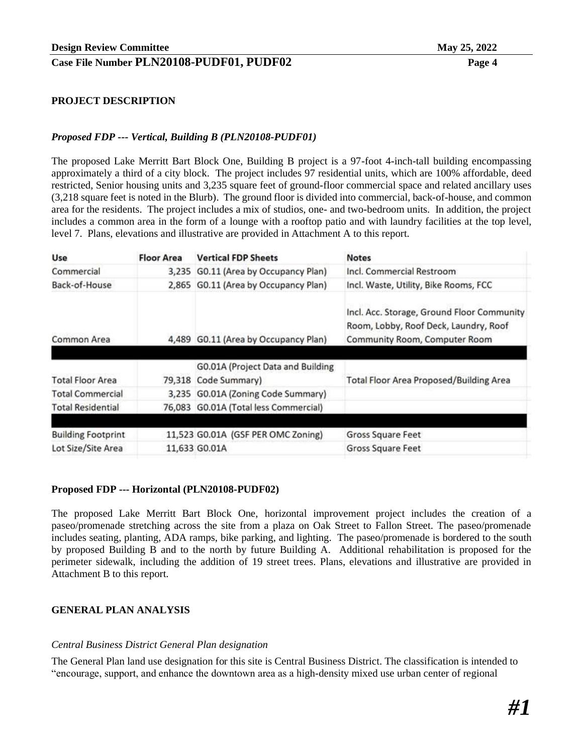## PROJECT DESCRIPTION

### *Proposed FDP --- Vertical, Building B (PLN20108-PUDF01)*

The proposed Lake Merritt Bart Block One, Building B project is a 97-foot 4-inch-tall building encompassing approximately a third of a city block. The project includes 97 residential units, which are 100% affordable, deed restricted, Senior housing units and 3,235 square feet of ground-floor commercial space and related ancillary uses (3,218 square feet is noted in the Blurb). The ground floor is divided into commercial, back-of-house, and common area for the residents. The project includes a mix of studios, one- and two-bedroom units. In addition, the project includes a common area in the form of a lounge with a rooftop patio and with laundry facilities at the top level, level 7. Plans, elevations and illustrative are provided in Attachment A to this report.

| Use | Floor Area | Vertical FDP Sheets | Notes |
|---|---|---|---|
| Commercial | 3,235 | G0.11 (Area by Occupancy Plan) | Incl. Commercial Restroom |
| Back-of-House | 2,865 | G0.11 (Area by Occupancy Plan) | Incl. Waste, Utility, Bike Rooms, FCC |
| Common Area | 4,489 | G0.11 (Area by Occupancy Plan) | Incl. Acc. Storage, Ground Floor Community Room, Lobby, Roof Deck, Laundry, Roof Community Room, Computer Room |
| | | | |
| Total Floor Area | 79,318 | G0.01A (Project Data and Building Code Summary) | Total Floor Area Proposed/Building Area |
| Total Commercial | 3,235 | G0.01A (Zoning Code Summary) | |
| Total Residential | 76,083 | G0.01A (Total less Commercial) | |
| | | | |
| Building Footprint | 11,523 | G0.01A (GSF PER OMC Zoning) | Gross Square Feet |
| Lot Size/Site Area | 11,633 | G0.01A | Gross Square Feet |

### Proposed FDP --- Horizontal (PLN20108-PUDF02)

The proposed Lake Merritt Bart Block One, horizontal improvement project includes the creation of a paseo/promenade stretching across the site from a plaza on Oak Street to Fallon Street. The paseo/promenade includes seating, planting, ADA ramps, bike parking, and lighting. The paseo/promenade is bordered to the south by proposed Building B and to the north by future Building A. Additional rehabilitation is proposed for the perimeter sidewalk, including the addition of 19 street trees. Plans, elevations and illustrative are provided in Attachment B to this report.

## GENERAL PLAN ANALYSIS

*Central Business District General Plan designation*

The General Plan land use designation for this site is Central Business District. The classification is intended to "encourage, support, and enhance the downtown area as a high-density mixed use urban center of regional

***#1***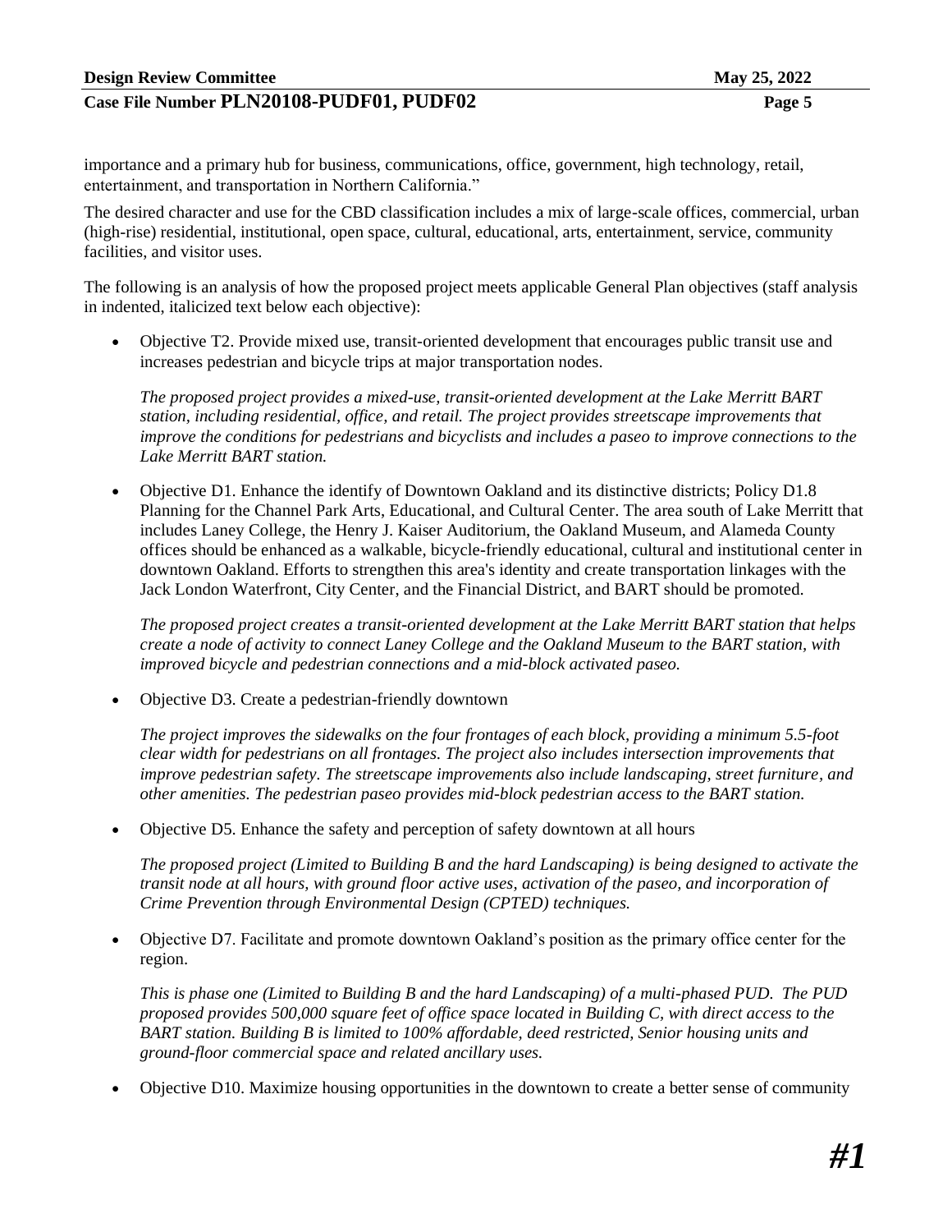importance and a primary hub for business, communications, office, government, high technology, retail, entertainment, and transportation in Northern California."

The desired character and use for the CBD classification includes a mix of large-scale offices, commercial, urban (high-rise) residential, institutional, open space, cultural, educational, arts, entertainment, service, community facilities, and visitor uses.

The following is an analysis of how the proposed project meets applicable General Plan objectives (staff analysis in indented, italicized text below each objective):

- Objective T2. Provide mixed use, transit-oriented development that encourages public transit use and increases pedestrian and bicycle trips at major transportation nodes.

  *The proposed project provides a mixed-use, transit-oriented development at the Lake Merritt BART station, including residential, office, and retail. The project provides streetscape improvements that improve the conditions for pedestrians and bicyclists and includes a paseo to improve connections to the Lake Merritt BART station.*

- Objective D1. Enhance the identify of Downtown Oakland and its distinctive districts; Policy D1.8 Planning for the Channel Park Arts, Educational, and Cultural Center. The area south of Lake Merritt that includes Laney College, the Henry J. Kaiser Auditorium, the Oakland Museum, and Alameda County offices should be enhanced as a walkable, bicycle-friendly educational, cultural and institutional center in downtown Oakland. Efforts to strengthen this area's identity and create transportation linkages with the Jack London Waterfront, City Center, and the Financial District, and BART should be promoted.

  *The proposed project creates a transit-oriented development at the Lake Merritt BART station that helps create a node of activity to connect Laney College and the Oakland Museum to the BART station, with improved bicycle and pedestrian connections and a mid-block activated paseo.*

- Objective D3. Create a pedestrian-friendly downtown

  *The project improves the sidewalks on the four frontages of each block, providing a minimum 5.5-foot clear width for pedestrians on all frontages. The project also includes intersection improvements that improve pedestrian safety. The streetscape improvements also include landscaping, street furniture, and other amenities. The pedestrian paseo provides mid-block pedestrian access to the BART station.*

- Objective D5. Enhance the safety and perception of safety downtown at all hours

  *The proposed project (Limited to Building B and the hard Landscaping) is being designed to activate the transit node at all hours, with ground floor active uses, activation of the paseo, and incorporation of Crime Prevention through Environmental Design (CPTED) techniques.*

- Objective D7. Facilitate and promote downtown Oakland's position as the primary office center for the region.

  *This is phase one (Limited to Building B and the hard Landscaping) of a multi-phased PUD. The PUD proposed provides 500,000 square feet of office space located in Building C, with direct access to the BART station. Building B is limited to 100% affordable, deed restricted, Senior housing units and ground-floor commercial space and related ancillary uses.*

- Objective D10. Maximize housing opportunities in the downtown to create a better sense of community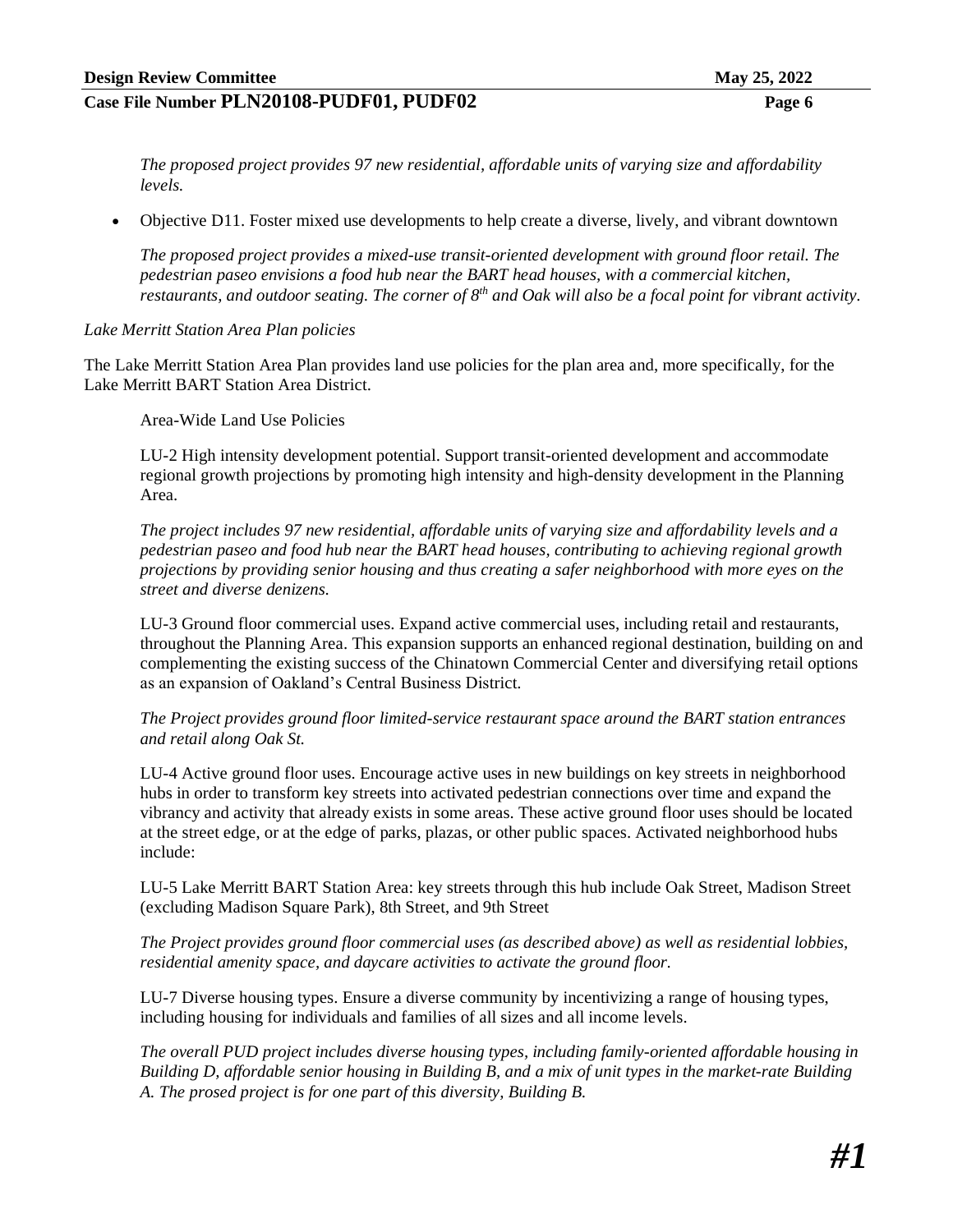*The proposed project provides 97 new residential, affordable units of varying size and affordability levels.*

- Objective D11. Foster mixed use developments to help create a diverse, lively, and vibrant downtown

  *The proposed project provides a mixed-use transit-oriented development with ground floor retail. The pedestrian paseo envisions a food hub near the BART head houses, with a commercial kitchen, restaurants, and outdoor seating. The corner of 8th and Oak will also be a focal point for vibrant activity.*

*Lake Merritt Station Area Plan policies*

The Lake Merritt Station Area Plan provides land use policies for the plan area and, more specifically, for the Lake Merritt BART Station Area District.

Area-Wide Land Use Policies

LU-2 High intensity development potential. Support transit-oriented development and accommodate regional growth projections by promoting high intensity and high-density development in the Planning Area.

*The project includes 97 new residential, affordable units of varying size and affordability levels and a pedestrian paseo and food hub near the BART head houses, contributing to achieving regional growth projections by providing senior housing and thus creating a safer neighborhood with more eyes on the street and diverse denizens.*

LU-3 Ground floor commercial uses. Expand active commercial uses, including retail and restaurants, throughout the Planning Area. This expansion supports an enhanced regional destination, building on and complementing the existing success of the Chinatown Commercial Center and diversifying retail options as an expansion of Oakland's Central Business District.

*The Project provides ground floor limited-service restaurant space around the BART station entrances and retail along Oak St.*

LU-4 Active ground floor uses. Encourage active uses in new buildings on key streets in neighborhood hubs in order to transform key streets into activated pedestrian connections over time and expand the vibrancy and activity that already exists in some areas. These active ground floor uses should be located at the street edge, or at the edge of parks, plazas, or other public spaces. Activated neighborhood hubs include:

LU-5 Lake Merritt BART Station Area: key streets through this hub include Oak Street, Madison Street (excluding Madison Square Park), 8th Street, and 9th Street

*The Project provides ground floor commercial uses (as described above) as well as residential lobbies, residential amenity space, and daycare activities to activate the ground floor.*

LU-7 Diverse housing types. Ensure a diverse community by incentivizing a range of housing types, including housing for individuals and families of all sizes and all income levels.

*The overall PUD project includes diverse housing types, including family-oriented affordable housing in Building D, affordable senior housing in Building B, and a mix of unit types in the market-rate Building A. The prosed project is for one part of this diversity, Building B.*

***#1***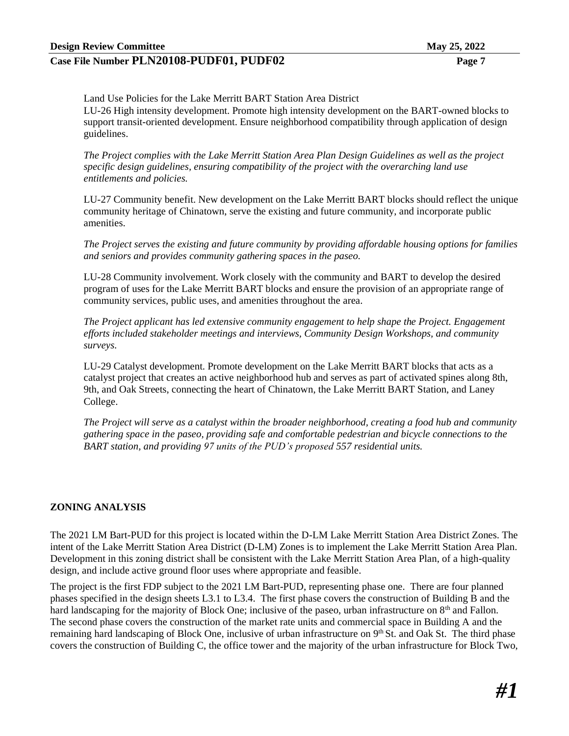Land Use Policies for the Lake Merritt BART Station Area District

LU-26 High intensity development. Promote high intensity development on the BART-owned blocks to support transit-oriented development. Ensure neighborhood compatibility through application of design guidelines.

*The Project complies with the Lake Merritt Station Area Plan Design Guidelines as well as the project specific design guidelines, ensuring compatibility of the project with the overarching land use entitlements and policies.*

LU-27 Community benefit. New development on the Lake Merritt BART blocks should reflect the unique community heritage of Chinatown, serve the existing and future community, and incorporate public amenities.

*The Project serves the existing and future community by providing affordable housing options for families and seniors and provides community gathering spaces in the paseo.*

LU-28 Community involvement. Work closely with the community and BART to develop the desired program of uses for the Lake Merritt BART blocks and ensure the provision of an appropriate range of community services, public uses, and amenities throughout the area.

*The Project applicant has led extensive community engagement to help shape the Project. Engagement efforts included stakeholder meetings and interviews, Community Design Workshops, and community surveys.*

LU-29 Catalyst development. Promote development on the Lake Merritt BART blocks that acts as a catalyst project that creates an active neighborhood hub and serves as part of activated spines along 8th, 9th, and Oak Streets, connecting the heart of Chinatown, the Lake Merritt BART Station, and Laney College.

*The Project will serve as a catalyst within the broader neighborhood, creating a food hub and community gathering space in the paseo, providing safe and comfortable pedestrian and bicycle connections to the BART station, and providing 97 units of the PUD's proposed 557 residential units.*

## ZONING ANALYSIS

The 2021 LM Bart-PUD for this project is located within the D-LM Lake Merritt Station Area District Zones. The intent of the Lake Merritt Station Area District (D-LM) Zones is to implement the Lake Merritt Station Area Plan. Development in this zoning district shall be consistent with the Lake Merritt Station Area Plan, of a high-quality design, and include active ground floor uses where appropriate and feasible.

The project is the first FDP subject to the 2021 LM Bart-PUD, representing phase one. There are four planned phases specified in the design sheets L3.1 to L3.4. The first phase covers the construction of Building B and the hard landscaping for the majority of Block One; inclusive of the paseo, urban infrastructure on 8th and Fallon. The second phase covers the construction of the market rate units and commercial space in Building A and the remaining hard landscaping of Block One, inclusive of urban infrastructure on 9th St. and Oak St. The third phase covers the construction of Building C, the office tower and the majority of the urban infrastructure for Block Two,

#1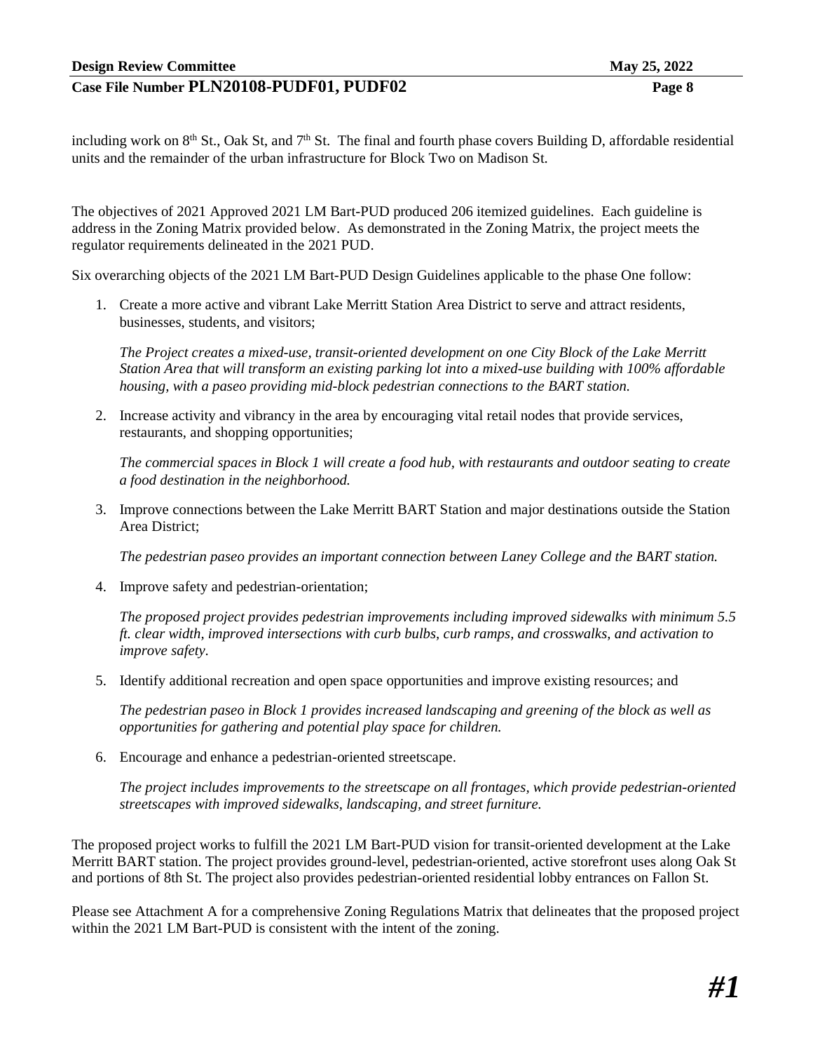including work on 8th St., Oak St, and 7th St. The final and fourth phase covers Building D, affordable residential units and the remainder of the urban infrastructure for Block Two on Madison St.

The objectives of 2021 Approved 2021 LM Bart-PUD produced 206 itemized guidelines. Each guideline is address in the Zoning Matrix provided below. As demonstrated in the Zoning Matrix, the project meets the regulator requirements delineated in the 2021 PUD.

Six overarching objects of the 2021 LM Bart-PUD Design Guidelines applicable to the phase One follow:

1. Create a more active and vibrant Lake Merritt Station Area District to serve and attract residents, businesses, students, and visitors;

   *The Project creates a mixed-use, transit-oriented development on one City Block of the Lake Merritt Station Area that will transform an existing parking lot into a mixed-use building with 100% affordable housing, with a paseo providing mid-block pedestrian connections to the BART station.*

2. Increase activity and vibrancy in the area by encouraging vital retail nodes that provide services, restaurants, and shopping opportunities;

   *The commercial spaces in Block 1 will create a food hub, with restaurants and outdoor seating to create a food destination in the neighborhood.*

3. Improve connections between the Lake Merritt BART Station and major destinations outside the Station Area District;

   *The pedestrian paseo provides an important connection between Laney College and the BART station.*

4. Improve safety and pedestrian-orientation;

   *The proposed project provides pedestrian improvements including improved sidewalks with minimum 5.5 ft. clear width, improved intersections with curb bulbs, curb ramps, and crosswalks, and activation to improve safety.*

5. Identify additional recreation and open space opportunities and improve existing resources; and

   *The pedestrian paseo in Block 1 provides increased landscaping and greening of the block as well as opportunities for gathering and potential play space for children.*

6. Encourage and enhance a pedestrian-oriented streetscape.

   *The project includes improvements to the streetscape on all frontages, which provide pedestrian-oriented streetscapes with improved sidewalks, landscaping, and street furniture.*

The proposed project works to fulfill the 2021 LM Bart-PUD vision for transit-oriented development at the Lake Merritt BART station. The project provides ground-level, pedestrian-oriented, active storefront uses along Oak St and portions of 8th St. The project also provides pedestrian-oriented residential lobby entrances on Fallon St.

Please see Attachment A for a comprehensive Zoning Regulations Matrix that delineates that the proposed project within the 2021 LM Bart-PUD is consistent with the intent of the zoning.

***#1***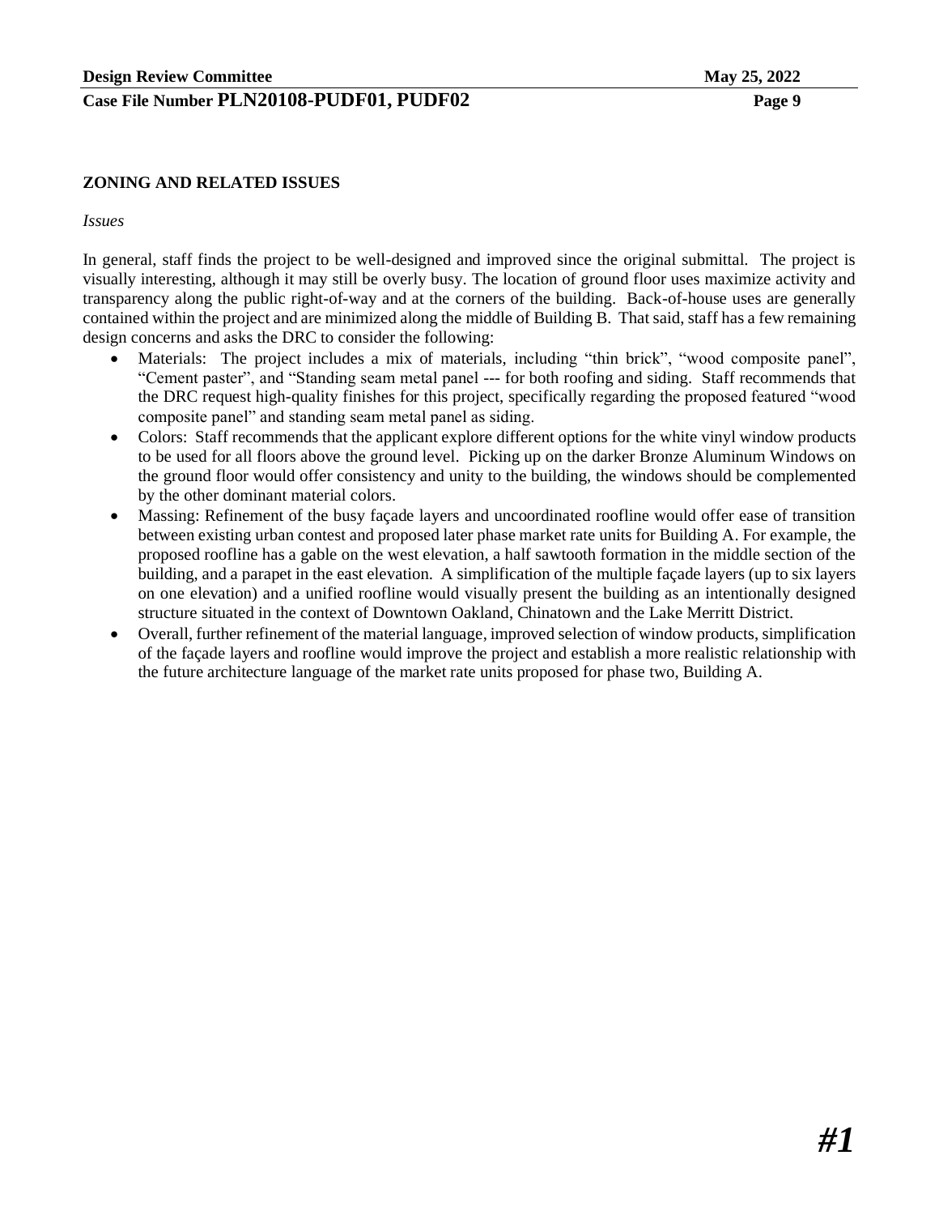## ZONING AND RELATED ISSUES

*Issues*

In general, staff finds the project to be well-designed and improved since the original submittal. The project is visually interesting, although it may still be overly busy. The location of ground floor uses maximize activity and transparency along the public right-of-way and at the corners of the building. Back-of-house uses are generally contained within the project and are minimized along the middle of Building B. That said, staff has a few remaining design concerns and asks the DRC to consider the following:

- Materials: The project includes a mix of materials, including "thin brick", "wood composite panel", "Cement paster", and "Standing seam metal panel --- for both roofing and siding. Staff recommends that the DRC request high-quality finishes for this project, specifically regarding the proposed featured "wood composite panel" and standing seam metal panel as siding.
- Colors: Staff recommends that the applicant explore different options for the white vinyl window products to be used for all floors above the ground level. Picking up on the darker Bronze Aluminum Windows on the ground floor would offer consistency and unity to the building, the windows should be complemented by the other dominant material colors.
- Massing: Refinement of the busy façade layers and uncoordinated roofline would offer ease of transition between existing urban contest and proposed later phase market rate units for Building A. For example, the proposed roofline has a gable on the west elevation, a half sawtooth formation in the middle section of the building, and a parapet in the east elevation. A simplification of the multiple façade layers (up to six layers on one elevation) and a unified roofline would visually present the building as an intentionally designed structure situated in the context of Downtown Oakland, Chinatown and the Lake Merritt District.
- Overall, further refinement of the material language, improved selection of window products, simplification of the façade layers and roofline would improve the project and establish a more realistic relationship with the future architecture language of the market rate units proposed for phase two, Building A.

***#1***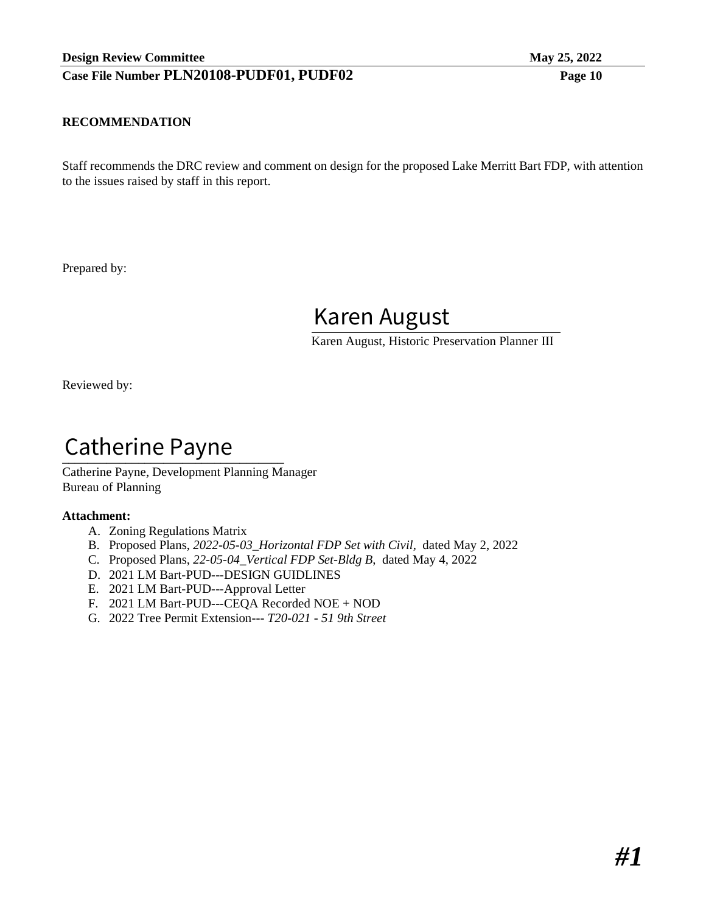**RECOMMENDATION**

Staff recommends the DRC review and comment on design for the proposed Lake Merritt Bart FDP, with attention to the issues raised by staff in this report.

Prepared by:

Karen August

Karen August, Historic Preservation Planner III

Reviewed by:

Catherine Payne

Catherine Payne, Development Planning Manager
Bureau of Planning

**Attachment:**

A. Zoning Regulations Matrix
B. Proposed Plans, *2022-05-03_Horizontal FDP Set with Civil*, dated May 2, 2022
C. Proposed Plans, *22-05-04_Vertical FDP Set-Bldg B*, dated May 4, 2022
D. 2021 LM Bart-PUD---DESIGN GUIDLINES
E. 2021 LM Bart-PUD---Approval Letter
F. 2021 LM Bart-PUD---CEQA Recorded NOE + NOD
G. 2022 Tree Permit Extension--- *T20-021 - 51 9th Street*

***#1***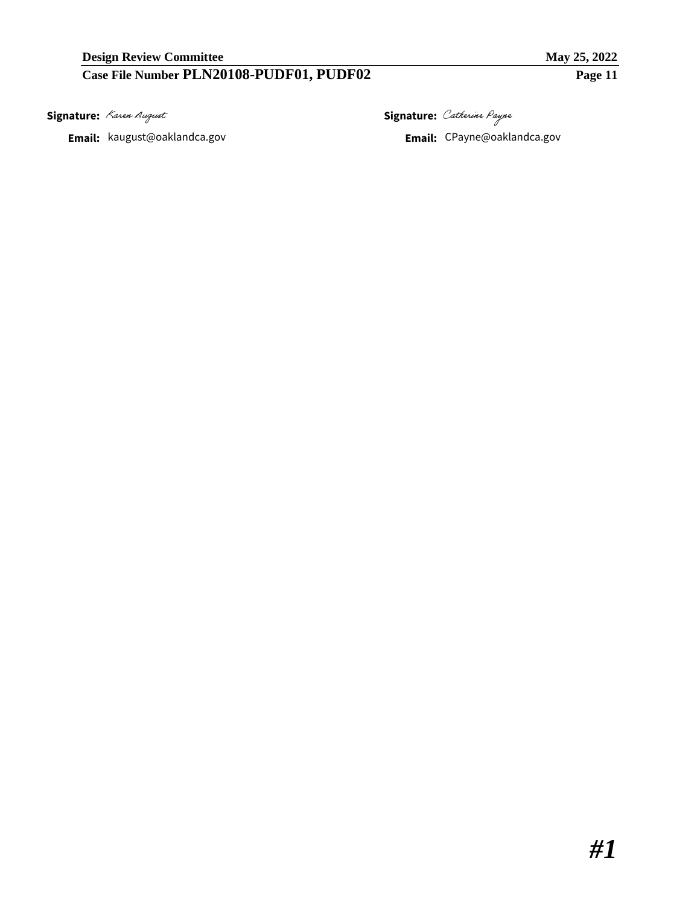**Signature:** Karen August

**Email:** kaugust@oaklandca.gov

**Signature:** Catherine Payne

**Email:** CPayne@oaklandca.gov

***#1***